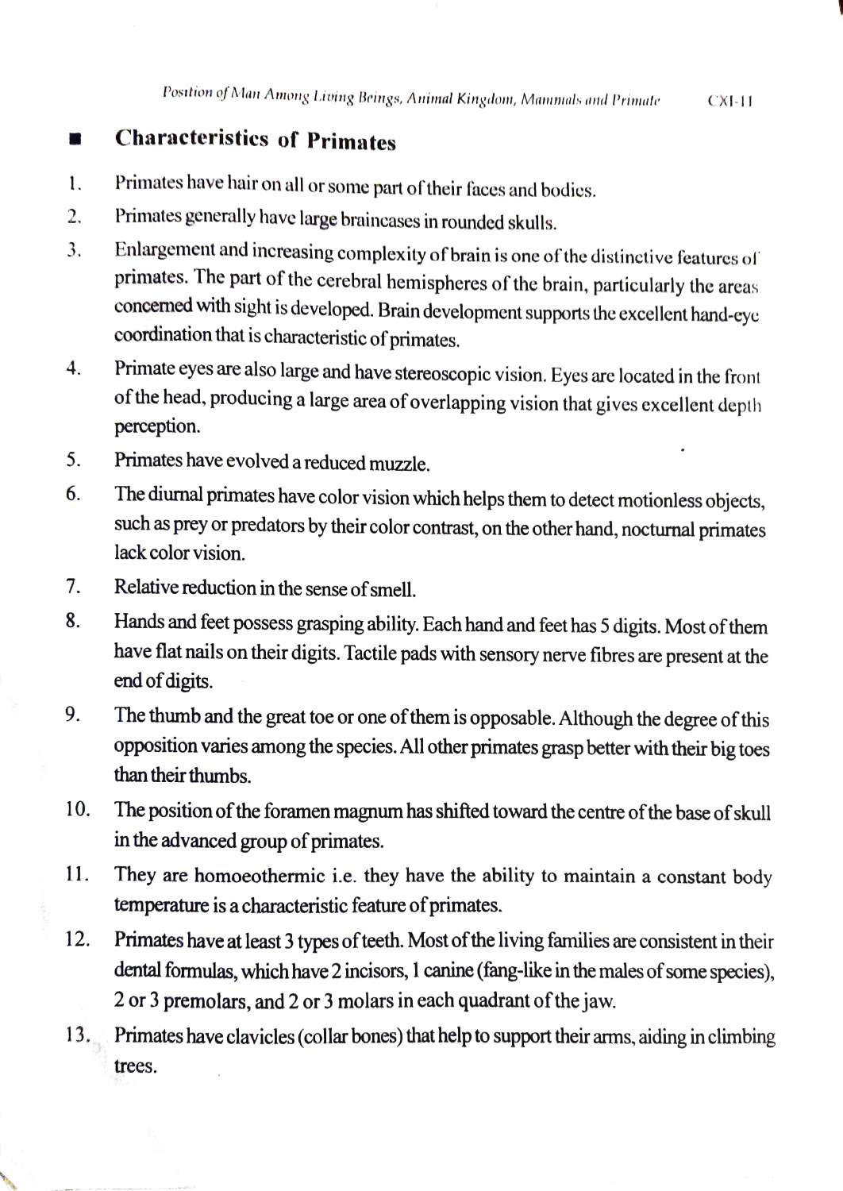## Characteristics of Primates

1. Primates have hair on all or some part of their faces and bodies.
2. Primates generally have large braincases in rounded skulls.
3. Enlargement and increasing complexity of brain is one of the distinctive features of primates. The part of the cerebral hemispheres of the brain, particularly the areas concerned with sight is developed. Brain development supports the excellent hand-eye coordination that is characteristic of primates.
4. Primate eyes are also large and have stereoscopic vision. Eyes are located in the front of the head, producing a large area of overlapping vision that gives excellent depth perception.
5. Primates have evolved a reduced muzzle.
6. The diurnal primates have color vision which helps them to detect motionless objects, such as prey or predators by their color contrast, on the other hand, nocturnal primates lack color vision.
7. Relative reduction in the sense of smell.
8. Hands and feet possess grasping ability. Each hand and feet has 5 digits. Most of them have flat nails on their digits. Tactile pads with sensory nerve fibres are present at the end of digits.
9. The thumb and the great toe or one of them is opposable. Although the degree of this opposition varies among the species. All other primates grasp better with their big toes than their thumbs.
10. The position of the foramen magnum has shifted toward the centre of the base of skull in the advanced group of primates.
11. They are homoeothermic i.e. they have the ability to maintain a constant body temperature is a characteristic feature of primates.
12. Primates have at least 3 types of teeth. Most of the living families are consistent in their dental formulas, which have 2 incisors, 1 canine (fang-like in the males of some species), 2 or 3 premolars, and 2 or 3 molars in each quadrant of the jaw.
13. Primates have clavicles (collar bones) that help to support their arms, aiding in climbing trees.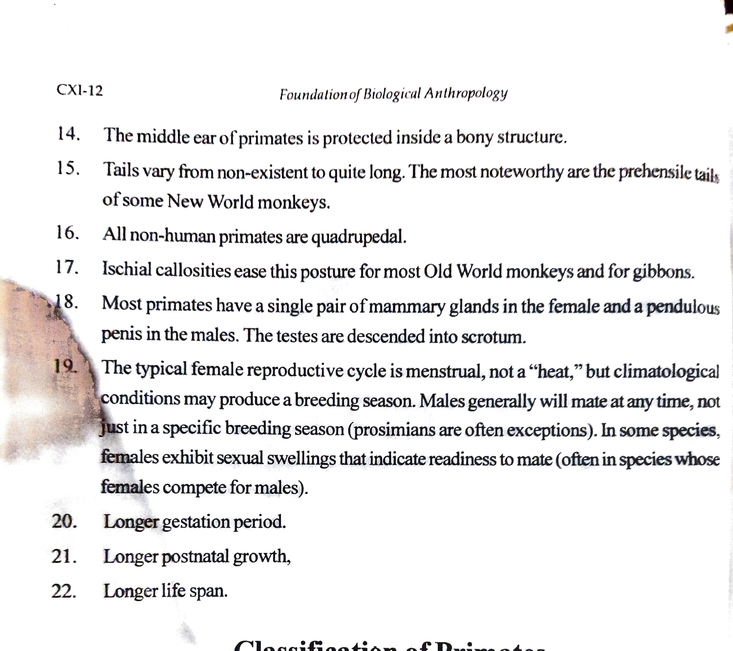14. The middle ear of primates is protected inside a bony structure.
15. Tails vary from non-existent to quite long. The most noteworthy are the prehensile tails of some New World monkeys.
16. All non-human primates are quadrupedal.
17. Ischial callosities ease this posture for most Old World monkeys and for gibbons.
18. Most primates have a single pair of mammary glands in the female and a pendulous penis in the males. The testes are descended into scrotum.
19. The typical female reproductive cycle is menstrual, not a "heat," but climatological conditions may produce a breeding season. Males generally will mate at any time, not just in a specific breeding season (prosimians are often exceptions). In some species, females exhibit sexual swellings that indicate readiness to mate (often in species whose females compete for males).
20. Longer gestation period.
21. Longer postnatal growth,
22. Longer life span.

## Classification of Primates